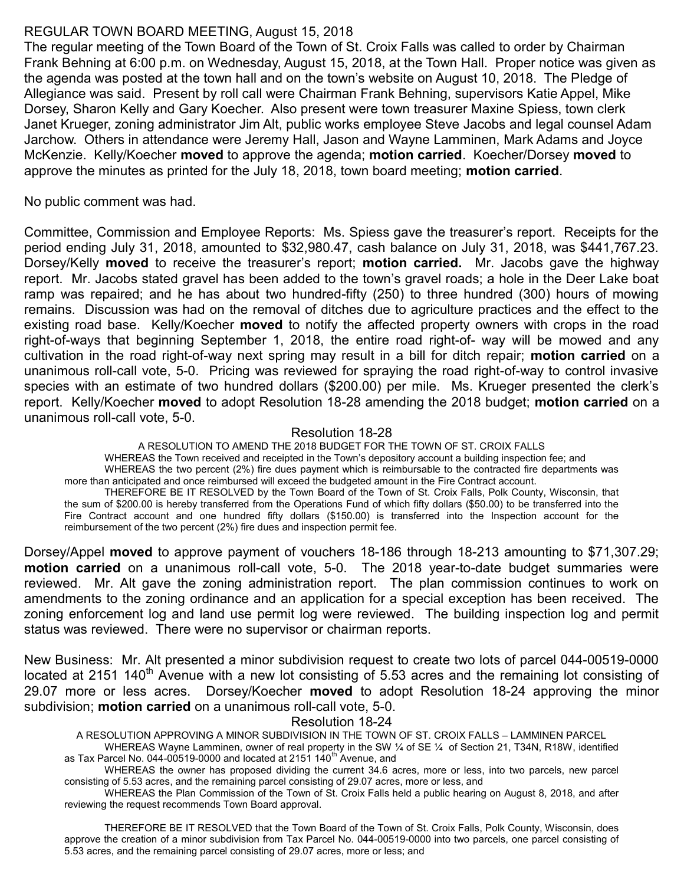REGULAR TOWN BOARD MEETING, August 15, 2018

The regular meeting of the Town Board of the Town of St. Croix Falls was called to order by Chairman Frank Behning at 6:00 p.m. on Wednesday, August 15, 2018, at the Town Hall. Proper notice was given as the agenda was posted at the town hall and on the town's website on August 10, 2018. The Pledge of Allegiance was said. Present by roll call were Chairman Frank Behning, supervisors Katie Appel, Mike Dorsey, Sharon Kelly and Gary Koecher. Also present were town treasurer Maxine Spiess, town clerk Janet Krueger, zoning administrator Jim Alt, public works employee Steve Jacobs and legal counsel Adam Jarchow. Others in attendance were Jeremy Hall, Jason and Wayne Lamminen, Mark Adams and Joyce McKenzie. Kelly/Koecher **moved** to approve the agenda; **motion carried**. Koecher/Dorsey **moved** to approve the minutes as printed for the July 18, 2018, town board meeting; **motion carried**.

No public comment was had.

Committee, Commission and Employee Reports: Ms. Spiess gave the treasurer's report. Receipts for the period ending July 31, 2018, amounted to $32,980.47, cash balance on July 31, 2018, was $441,767.23. Dorsey/Kelly **moved** to receive the treasurer's report; **motion carried.** Mr. Jacobs gave the highway report. Mr. Jacobs stated gravel has been added to the town's gravel roads; a hole in the Deer Lake boat ramp was repaired; and he has about two hundred-fifty (250) to three hundred (300) hours of mowing remains. Discussion was had on the removal of ditches due to agriculture practices and the effect to the existing road base. Kelly/Koecher **moved** to notify the affected property owners with crops in the road right-of-ways that beginning September 1, 2018, the entire road right-of- way will be mowed and any cultivation in the road right-of-way next spring may result in a bill for ditch repair; **motion carried** on a unanimous roll-call vote, 5-0. Pricing was reviewed for spraying the road right-of-way to control invasive species with an estimate of two hundred dollars ($200.00) per mile. Ms. Krueger presented the clerk's report. Kelly/Koecher **moved** to adopt Resolution 18-28 amending the 2018 budget; **motion carried** on a unanimous roll-call vote, 5-0.

Resolution 18-28

A RESOLUTION TO AMEND THE 2018 BUDGET FOR THE TOWN OF ST. CROIX FALLS

WHEREAS the Town received and receipted in the Town's depository account a building inspection fee; and

WHEREAS the two percent (2%) fire dues payment which is reimbursable to the contracted fire departments was more than anticipated and once reimbursed will exceed the budgeted amount in the Fire Contract account.

THEREFORE BE IT RESOLVED by the Town Board of the Town of St. Croix Falls, Polk County, Wisconsin, that the sum of $200.00 is hereby transferred from the Operations Fund of which fifty dollars ($50.00) to be transferred into the Fire Contract account and one hundred fifty dollars ($150.00) is transferred into the Inspection account for the reimbursement of the two percent (2%) fire dues and inspection permit fee.

Dorsey/Appel **moved** to approve payment of vouchers 18-186 through 18-213 amounting to $71,307.29; **motion carried** on a unanimous roll-call vote, 5-0. The 2018 year-to-date budget summaries were reviewed. Mr. Alt gave the zoning administration report. The plan commission continues to work on amendments to the zoning ordinance and an application for a special exception has been received. The zoning enforcement log and land use permit log were reviewed. The building inspection log and permit status was reviewed. There were no supervisor or chairman reports.

New Business: Mr. Alt presented a minor subdivision request to create two lots of parcel 044-00519-0000 located at 2151 140th Avenue with a new lot consisting of 5.53 acres and the remaining lot consisting of 29.07 more or less acres. Dorsey/Koecher **moved** to adopt Resolution 18-24 approving the minor subdivision; **motion carried** on a unanimous roll-call vote, 5-0.

Resolution 18-24

A RESOLUTION APPROVING A MINOR SUBDIVISION IN THE TOWN OF ST. CROIX FALLS – LAMMINEN PARCEL

WHEREAS Wayne Lamminen, owner of real property in the SW ¼ of SE ¼ of Section 21, T34N, R18W, identified as Tax Parcel No. 044-00519-0000 and located at 2151 140th Avenue, and

WHEREAS the owner has proposed dividing the current 34.6 acres, more or less, into two parcels, new parcel consisting of 5.53 acres, and the remaining parcel consisting of 29.07 acres, more or less, and

WHEREAS the Plan Commission of the Town of St. Croix Falls held a public hearing on August 8, 2018, and after reviewing the request recommends Town Board approval.

THEREFORE BE IT RESOLVED that the Town Board of the Town of St. Croix Falls, Polk County, Wisconsin, does approve the creation of a minor subdivision from Tax Parcel No. 044-00519-0000 into two parcels, one parcel consisting of 5.53 acres, and the remaining parcel consisting of 29.07 acres, more or less; and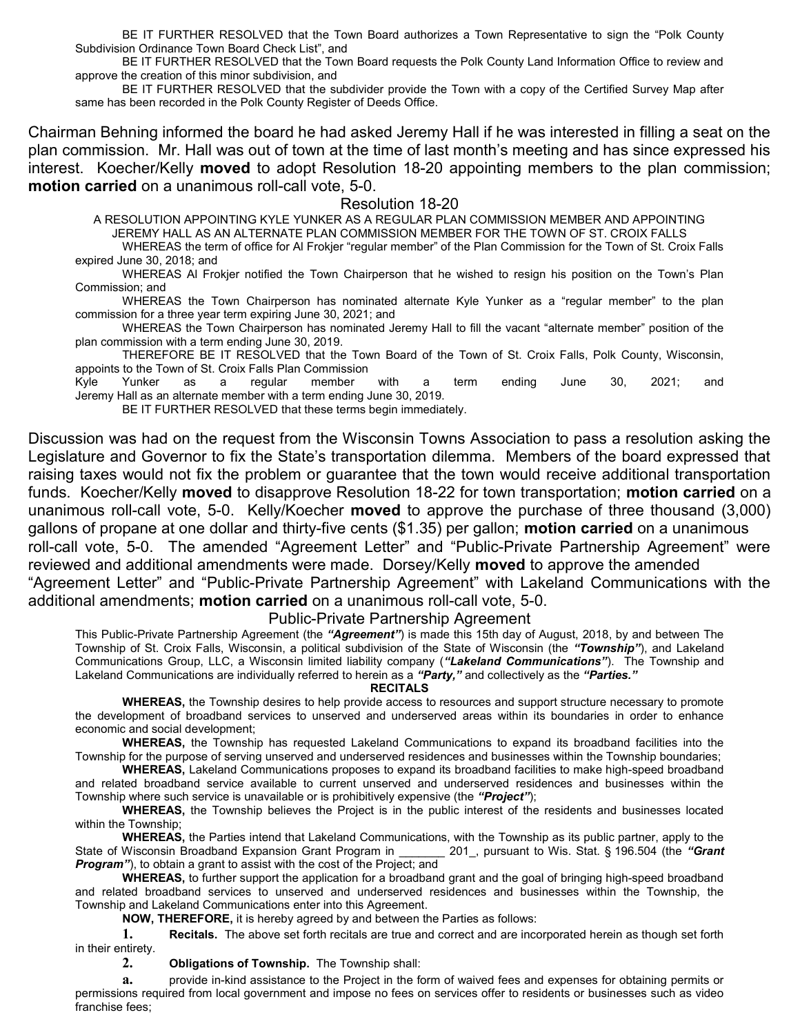BE IT FURTHER RESOLVED that the Town Board authorizes a Town Representative to sign the "Polk County Subdivision Ordinance Town Board Check List", and

BE IT FURTHER RESOLVED that the Town Board requests the Polk County Land Information Office to review and approve the creation of this minor subdivision, and

BE IT FURTHER RESOLVED that the subdivider provide the Town with a copy of the Certified Survey Map after same has been recorded in the Polk County Register of Deeds Office.

Chairman Behning informed the board he had asked Jeremy Hall if he was interested in filling a seat on the plan commission. Mr. Hall was out of town at the time of last month's meeting and has since expressed his interest. Koecher/Kelly **moved** to adopt Resolution 18-20 appointing members to the plan commission; **motion carried** on a unanimous roll-call vote, 5-0.

Resolution 18-20

A RESOLUTION APPOINTING KYLE YUNKER AS A REGULAR PLAN COMMISSION MEMBER AND APPOINTING JEREMY HALL AS AN ALTERNATE PLAN COMMISSION MEMBER FOR THE TOWN OF ST. CROIX FALLS

WHEREAS the term of office for Al Frokjer "regular member" of the Plan Commission for the Town of St. Croix Falls expired June 30, 2018; and

WHEREAS Al Frokjer notified the Town Chairperson that he wished to resign his position on the Town's Plan Commission; and

WHEREAS the Town Chairperson has nominated alternate Kyle Yunker as a "regular member" to the plan commission for a three year term expiring June 30, 2021; and

WHEREAS the Town Chairperson has nominated Jeremy Hall to fill the vacant "alternate member" position of the plan commission with a term ending June 30, 2019.

THEREFORE BE IT RESOLVED that the Town Board of the Town of St. Croix Falls, Polk County, Wisconsin, appoints to the Town of St. Croix Falls Plan Commission

Kyle Yunker as a regular member with a term ending June 30, 2021; and Jeremy Hall as an alternate member with a term ending June 30, 2019.

BE IT FURTHER RESOLVED that these terms begin immediately.

Discussion was had on the request from the Wisconsin Towns Association to pass a resolution asking the Legislature and Governor to fix the State's transportation dilemma. Members of the board expressed that raising taxes would not fix the problem or guarantee that the town would receive additional transportation funds. Koecher/Kelly **moved** to disapprove Resolution 18-22 for town transportation; **motion carried** on a unanimous roll-call vote, 5-0. Kelly/Koecher **moved** to approve the purchase of three thousand (3,000) gallons of propane at one dollar and thirty-five cents ($1.35) per gallon; **motion carried** on a unanimous roll-call vote, 5-0. The amended "Agreement Letter" and "Public-Private Partnership Agreement" were reviewed and additional amendments were made. Dorsey/Kelly **moved** to approve the amended "Agreement Letter" and "Public-Private Partnership Agreement" with Lakeland Communications with the additional amendments; **motion carried** on a unanimous roll-call vote, 5-0.

Public-Private Partnership Agreement

This Public-Private Partnership Agreement (the ***"Agreement"***) is made this 15th day of August, 2018, by and between The Township of St. Croix Falls, Wisconsin, a political subdivision of the State of Wisconsin (the ***"Township"***), and Lakeland Communications Group, LLC, a Wisconsin limited liability company (***"Lakeland Communications"***). The Township and Lakeland Communications are individually referred to herein as a ***"Party,"*** and collectively as the ***"Parties."***

**RECITALS**

**WHEREAS,** the Township desires to help provide access to resources and support structure necessary to promote the development of broadband services to unserved and underserved areas within its boundaries in order to enhance economic and social development;

**WHEREAS,** the Township has requested Lakeland Communications to expand its broadband facilities into the Township for the purpose of serving unserved and underserved residences and businesses within the Township boundaries;

**WHEREAS,** Lakeland Communications proposes to expand its broadband facilities to make high-speed broadband and related broadband service available to current unserved and underserved residences and businesses within the Township where such service is unavailable or is prohibitively expensive (the ***"Project"***);

**WHEREAS,** the Township believes the Project is in the public interest of the residents and businesses located within the Township;

**WHEREAS,** the Parties intend that Lakeland Communications, with the Township as its public partner, apply to the State of Wisconsin Broadband Expansion Grant Program in _______ 201_, pursuant to Wis. Stat. § 196.504 (the ***"Grant Program"***), to obtain a grant to assist with the cost of the Project; and

**WHEREAS,** to further support the application for a broadband grant and the goal of bringing high-speed broadband and related broadband services to unserved and underserved residences and businesses within the Township, the Township and Lakeland Communications enter into this Agreement.

**NOW, THEREFORE,** it is hereby agreed by and between the Parties as follows:

**1. Recitals.** The above set forth recitals are true and correct and are incorporated herein as though set forth in their entirety.

**2. Obligations of Township.** The Township shall:

**a.** provide in-kind assistance to the Project in the form of waived fees and expenses for obtaining permits or permissions required from local government and impose no fees on services offer to residents or businesses such as video franchise fees;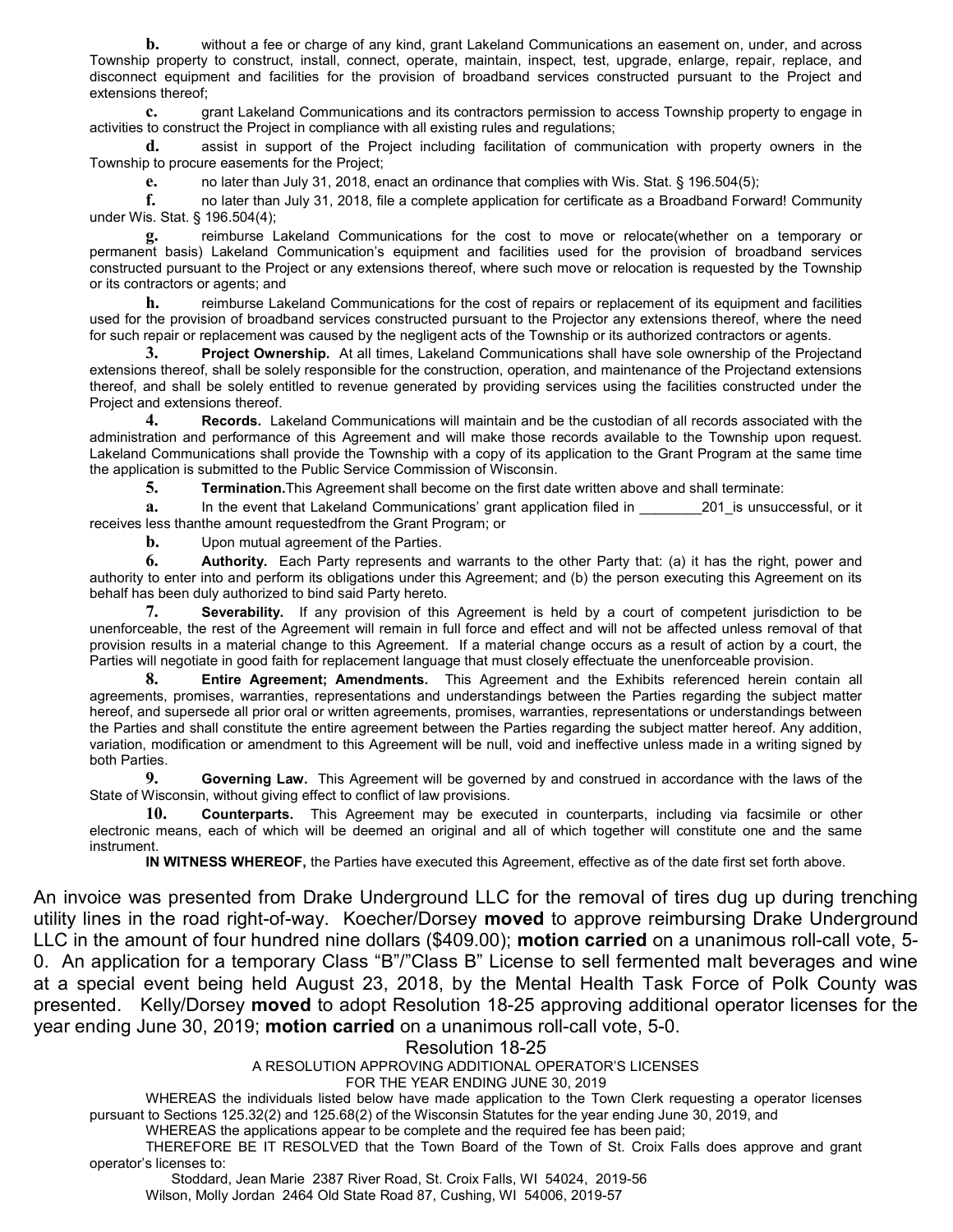**b.** without a fee or charge of any kind, grant Lakeland Communications an easement on, under, and across Township property to construct, install, connect, operate, maintain, inspect, test, upgrade, enlarge, repair, replace, and disconnect equipment and facilities for the provision of broadband services constructed pursuant to the Project and extensions thereof;

**c.** grant Lakeland Communications and its contractors permission to access Township property to engage in activities to construct the Project in compliance with all existing rules and regulations;

**d.** assist in support of the Project including facilitation of communication with property owners in the Township to procure easements for the Project;

**e.** no later than July 31, 2018, enact an ordinance that complies with Wis. Stat. § 196.504(5);

**f.** no later than July 31, 2018, file a complete application for certificate as a Broadband Forward! Community under Wis. Stat. § 196.504(4);

**g.** reimburse Lakeland Communications for the cost to move or relocate(whether on a temporary or permanent basis) Lakeland Communication's equipment and facilities used for the provision of broadband services constructed pursuant to the Project or any extensions thereof, where such move or relocation is requested by the Township or its contractors or agents; and

**h.** reimburse Lakeland Communications for the cost of repairs or replacement of its equipment and facilities used for the provision of broadband services constructed pursuant to the Projector any extensions thereof, where the need for such repair or replacement was caused by the negligent acts of the Township or its authorized contractors or agents.

**3. Project Ownership.** At all times, Lakeland Communications shall have sole ownership of the Projectand extensions thereof, shall be solely responsible for the construction, operation, and maintenance of the Projectand extensions thereof, and shall be solely entitled to revenue generated by providing services using the facilities constructed under the Project and extensions thereof.

**4. Records.** Lakeland Communications will maintain and be the custodian of all records associated with the administration and performance of this Agreement and will make those records available to the Township upon request. Lakeland Communications shall provide the Township with a copy of its application to the Grant Program at the same time the application is submitted to the Public Service Commission of Wisconsin.

**5. Termination.**This Agreement shall become on the first date written above and shall terminate:

**a.** In the event that Lakeland Communications' grant application filed in ________201_is unsuccessful, or it receives less thanthe amount requestedfrom the Grant Program; or

**b.** Upon mutual agreement of the Parties.

**6. Authority.** Each Party represents and warrants to the other Party that: (a) it has the right, power and authority to enter into and perform its obligations under this Agreement; and (b) the person executing this Agreement on its behalf has been duly authorized to bind said Party hereto.

**7. Severability.** If any provision of this Agreement is held by a court of competent jurisdiction to be unenforceable, the rest of the Agreement will remain in full force and effect and will not be affected unless removal of that provision results in a material change to this Agreement. If a material change occurs as a result of action by a court, the Parties will negotiate in good faith for replacement language that must closely effectuate the unenforceable provision.

**8. Entire Agreement; Amendments.** This Agreement and the Exhibits referenced herein contain all agreements, promises, warranties, representations and understandings between the Parties regarding the subject matter hereof, and supersede all prior oral or written agreements, promises, warranties, representations or understandings between the Parties and shall constitute the entire agreement between the Parties regarding the subject matter hereof. Any addition, variation, modification or amendment to this Agreement will be null, void and ineffective unless made in a writing signed by both Parties.

**9. Governing Law.** This Agreement will be governed by and construed in accordance with the laws of the State of Wisconsin, without giving effect to conflict of law provisions.

**10. Counterparts.** This Agreement may be executed in counterparts, including via facsimile or other electronic means, each of which will be deemed an original and all of which together will constitute one and the same instrument.

**IN WITNESS WHEREOF,** the Parties have executed this Agreement, effective as of the date first set forth above.

An invoice was presented from Drake Underground LLC for the removal of tires dug up during trenching utility lines in the road right-of-way. Koecher/Dorsey **moved** to approve reimbursing Drake Underground LLC in the amount of four hundred nine dollars ($409.00); **motion carried** on a unanimous roll-call vote, 5-0. An application for a temporary Class "B"/"Class B" License to sell fermented malt beverages and wine at a special event being held August 23, 2018, by the Mental Health Task Force of Polk County was presented. Kelly/Dorsey **moved** to adopt Resolution 18-25 approving additional operator licenses for the year ending June 30, 2019; **motion carried** on a unanimous roll-call vote, 5-0.

Resolution 18-25

A RESOLUTION APPROVING ADDITIONAL OPERATOR'S LICENSES
FOR THE YEAR ENDING JUNE 30, 2019

WHEREAS the individuals listed below have made application to the Town Clerk requesting a operator licenses pursuant to Sections 125.32(2) and 125.68(2) of the Wisconsin Statutes for the year ending June 30, 2019, and

WHEREAS the applications appear to be complete and the required fee has been paid;

THEREFORE BE IT RESOLVED that the Town Board of the Town of St. Croix Falls does approve and grant operator's licenses to:

Stoddard, Jean Marie 2387 River Road, St. Croix Falls, WI 54024, 2019-56
Wilson, Molly Jordan 2464 Old State Road 87, Cushing, WI 54006, 2019-57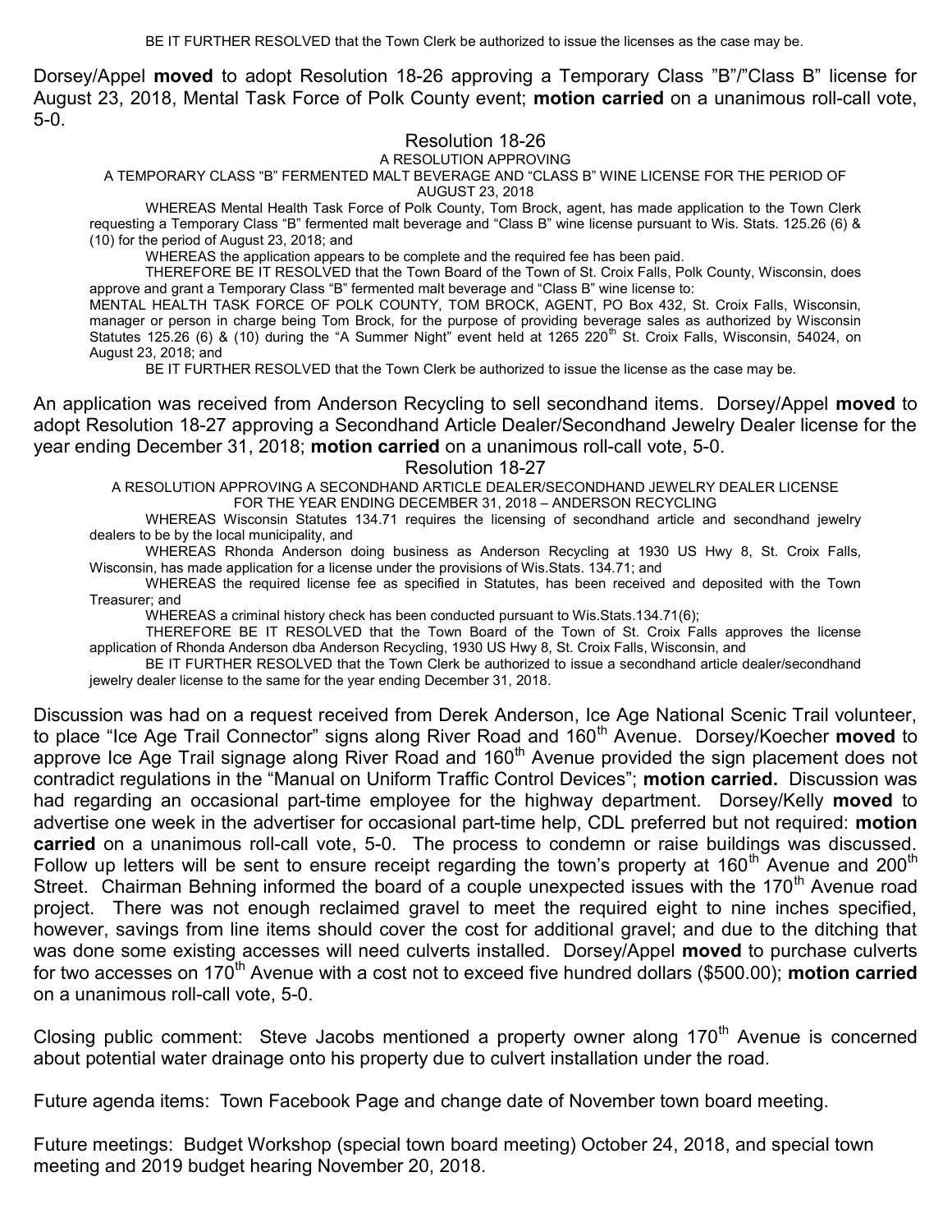BE IT FURTHER RESOLVED that the Town Clerk be authorized to issue the licenses as the case may be.

Dorsey/Appel **moved** to adopt Resolution 18-26 approving a Temporary Class "B"/"Class B" license for August 23, 2018, Mental Task Force of Polk County event; **motion carried** on a unanimous roll-call vote, 5-0.

Resolution 18-26

A RESOLUTION APPROVING

A TEMPORARY CLASS "B" FERMENTED MALT BEVERAGE AND "CLASS B" WINE LICENSE FOR THE PERIOD OF AUGUST 23, 2018

WHEREAS Mental Health Task Force of Polk County, Tom Brock, agent, has made application to the Town Clerk requesting a Temporary Class "B" fermented malt beverage and "Class B" wine license pursuant to Wis. Stats. 125.26 (6) & (10) for the period of August 23, 2018; and

WHEREAS the application appears to be complete and the required fee has been paid.

THEREFORE BE IT RESOLVED that the Town Board of the Town of St. Croix Falls, Polk County, Wisconsin, does approve and grant a Temporary Class "B" fermented malt beverage and "Class B" wine license to:

MENTAL HEALTH TASK FORCE OF POLK COUNTY, TOM BROCK, AGENT, PO Box 432, St. Croix Falls, Wisconsin, manager or person in charge being Tom Brock, for the purpose of providing beverage sales as authorized by Wisconsin Statutes 125.26 (6) & (10) during the "A Summer Night" event held at 1265 220th St. Croix Falls, Wisconsin, 54024, on August 23, 2018; and

BE IT FURTHER RESOLVED that the Town Clerk be authorized to issue the license as the case may be.

An application was received from Anderson Recycling to sell secondhand items. Dorsey/Appel **moved** to adopt Resolution 18-27 approving a Secondhand Article Dealer/Secondhand Jewelry Dealer license for the year ending December 31, 2018; **motion carried** on a unanimous roll-call vote, 5-0.

Resolution 18-27

A RESOLUTION APPROVING A SECONDHAND ARTICLE DEALER/SECONDHAND JEWELRY DEALER LICENSE FOR THE YEAR ENDING DECEMBER 31, 2018 – ANDERSON RECYCLING

WHEREAS Wisconsin Statutes 134.71 requires the licensing of secondhand article and secondhand jewelry dealers to be by the local municipality, and

WHEREAS Rhonda Anderson doing business as Anderson Recycling at 1930 US Hwy 8, St. Croix Falls, Wisconsin, has made application for a license under the provisions of Wis.Stats. 134.71; and

WHEREAS the required license fee as specified in Statutes, has been received and deposited with the Town Treasurer; and

WHEREAS a criminal history check has been conducted pursuant to Wis.Stats.134.71(6);

THEREFORE BE IT RESOLVED that the Town Board of the Town of St. Croix Falls approves the license application of Rhonda Anderson dba Anderson Recycling, 1930 US Hwy 8, St. Croix Falls, Wisconsin, and

BE IT FURTHER RESOLVED that the Town Clerk be authorized to issue a secondhand article dealer/secondhand jewelry dealer license to the same for the year ending December 31, 2018.

Discussion was had on a request received from Derek Anderson, Ice Age National Scenic Trail volunteer, to place "Ice Age Trail Connector" signs along River Road and 160th Avenue. Dorsey/Koecher **moved** to approve Ice Age Trail signage along River Road and 160th Avenue provided the sign placement does not contradict regulations in the "Manual on Uniform Traffic Control Devices"; **motion carried.** Discussion was had regarding an occasional part-time employee for the highway department. Dorsey/Kelly **moved** to advertise one week in the advertiser for occasional part-time help, CDL preferred but not required: **motion carried** on a unanimous roll-call vote, 5-0. The process to condemn or raise buildings was discussed. Follow up letters will be sent to ensure receipt regarding the town's property at 160th Avenue and 200th Street. Chairman Behning informed the board of a couple unexpected issues with the 170th Avenue road project. There was not enough reclaimed gravel to meet the required eight to nine inches specified, however, savings from line items should cover the cost for additional gravel; and due to the ditching that was done some existing accesses will need culverts installed. Dorsey/Appel **moved** to purchase culverts for two accesses on 170th Avenue with a cost not to exceed five hundred dollars ($500.00); **motion carried** on a unanimous roll-call vote, 5-0.

Closing public comment: Steve Jacobs mentioned a property owner along 170th Avenue is concerned about potential water drainage onto his property due to culvert installation under the road.

Future agenda items: Town Facebook Page and change date of November town board meeting.

Future meetings: Budget Workshop (special town board meeting) October 24, 2018, and special town meeting and 2019 budget hearing November 20, 2018.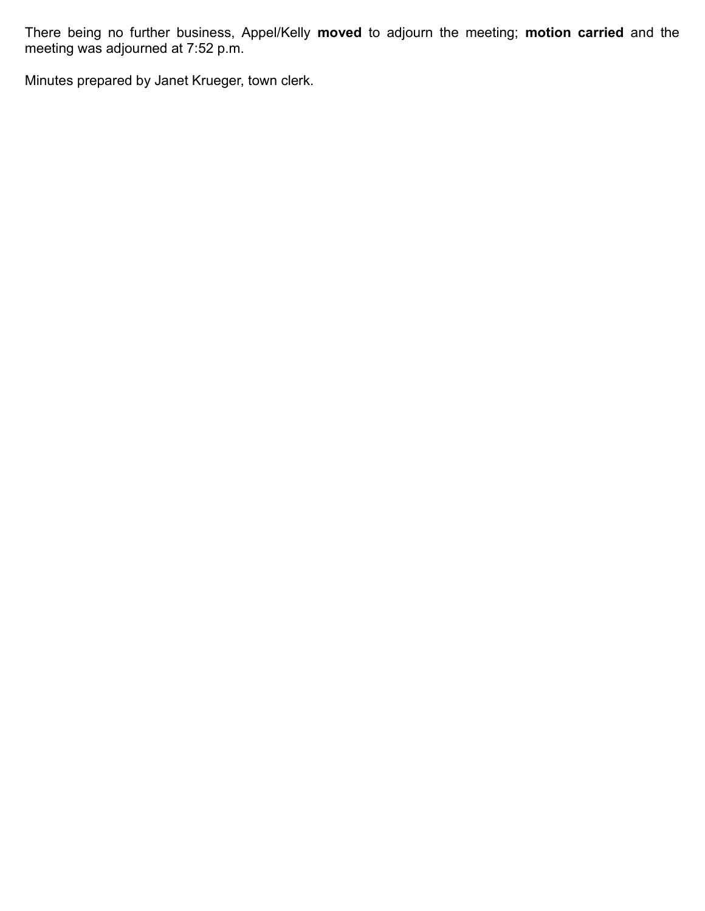There being no further business, Appel/Kelly **moved** to adjourn the meeting; **motion carried** and the meeting was adjourned at 7:52 p.m.

Minutes prepared by Janet Krueger, town clerk.